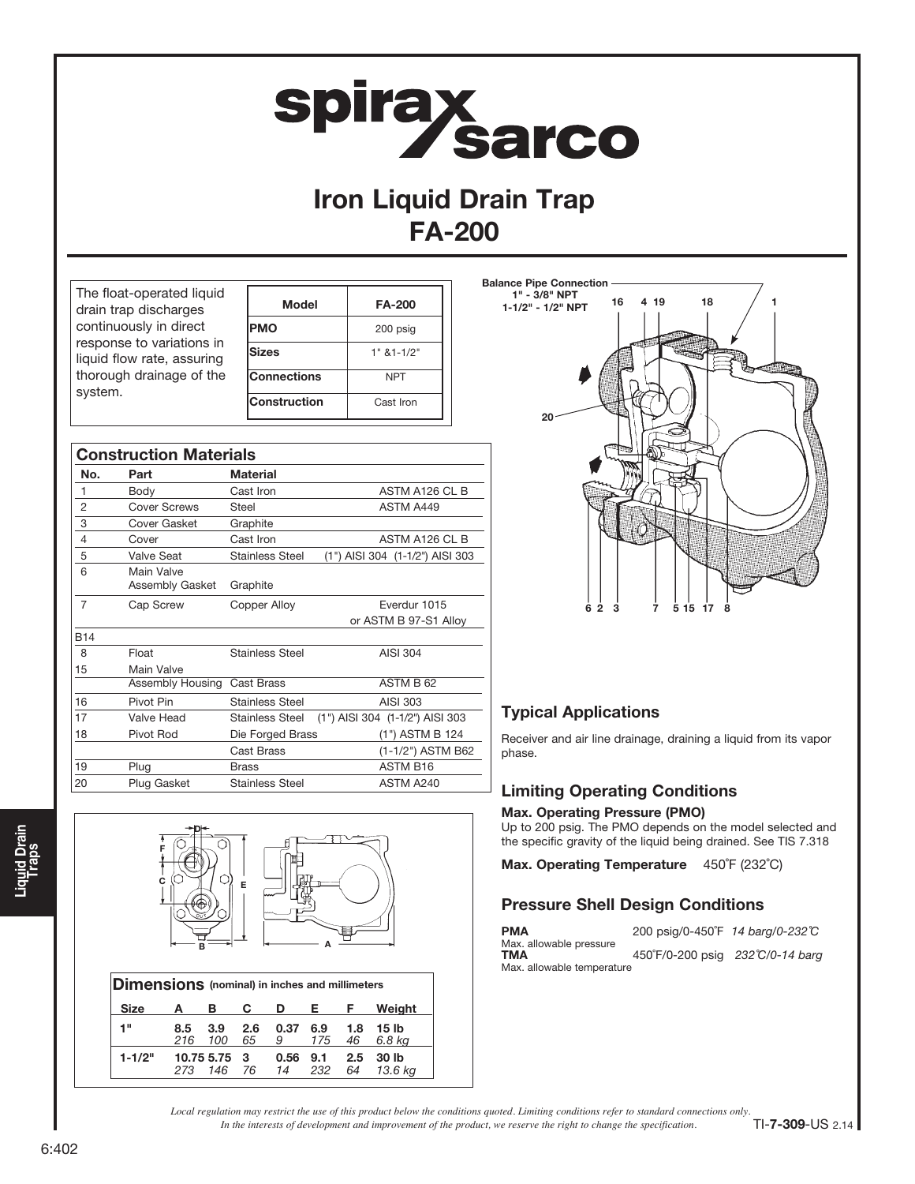# Iron Liquid Drain Trap FA-200

The float-operated liquid drain trap discharges continuously in direct response to variations in liquid flow rate, assuring thorough drainage of the system.

| Model | FA-200 |
|---|---|
| PMO | 200 psig |
| Sizes | 1" &1-1/2" |
| Connections | NPT |
| Construction | Cast Iron |

Balance Pipe Connection
1" - 3/8" NPT
1-1/2" - 1/2" NPT

## Construction Materials

| No. | Part | Material | |
|---|---|---|---|
| 1 | Body | Cast Iron | ASTM A126 CL B |
| 2 | Cover Screws | Steel | ASTM A449 |
| 3 | Cover Gasket | Graphite | |
| 4 | Cover | Cast Iron | ASTM A126 CL B |
| 5 | Valve Seat | Stainless Steel | (1") AISI 304 (1-1/2") AISI 303 |
| 6 | Main Valve Assembly Gasket | Graphite | |
| 7 | Cap Screw | Copper Alloy | Everdur 1015 or ASTM B 97-S1 Alloy |
| B14 | | | |
| 8 | Float | Stainless Steel | AISI 304 |
| 15 | Main Valve Assembly Housing | Cast Brass | ASTM B 62 |
| 16 | Pivot Pin | Stainless Steel | AISI 303 |
| 17 | Valve Head | Stainless Steel | (1") AISI 304 (1-1/2") AISI 303 |
| 18 | Pivot Rod | Die Forged Brass | (1") ASTM B 124 |
| | | Cast Brass | (1-1/2") ASTM B62 |
| 19 | Plug | Brass | ASTM B16 |
| 20 | Plug Gasket | Stainless Steel | ASTM A240 |

## Dimensions (nominal) in inches and millimeters

| Size | A | B | C | D | E | F | Weight |
|---|---|---|---|---|---|---|---|
| 1" | 8.5 | 3.9 | 2.6 | 0.37 | 6.9 | 1.8 | 15 lb |
| | *216* | *100* | *65* | *9* | *175* | *46* | *6.8 kg* |
| 1-1/2" | 10.75 | 5.75 | 3 | 0.56 | 9.1 | 2.5 | 30 lb |
| | *273* | *146* | *76* | *14* | *232* | *64* | *13.6 kg* |

## Typical Applications

Receiver and air line drainage, draining a liquid from its vapor phase.

## Limiting Operating Conditions

**Max. Operating Pressure (PMO)**
Up to 200 psig. The PMO depends on the model selected and the specific gravity of the liquid being drained. See TIS 7.318

**Max. Operating Temperature** 450˚F (232˚C)

## Pressure Shell Design Conditions

| | | |
|---|---|---|
| **PMA** Max. allowable pressure | 200 psig/0-450˚F | *14 barg/0-232˚C* |
| **TMA** Max. allowable temperature | 450˚F/0-200 psig | *232˚C/0-14 barg* |

*Local regulation may restrict the use of this product below the conditions quoted. Limiting conditions refer to standard connections only.*
*In the interests of development and improvement of the product, we reserve the right to change the specification.*

TI-**7-309**-US 2.14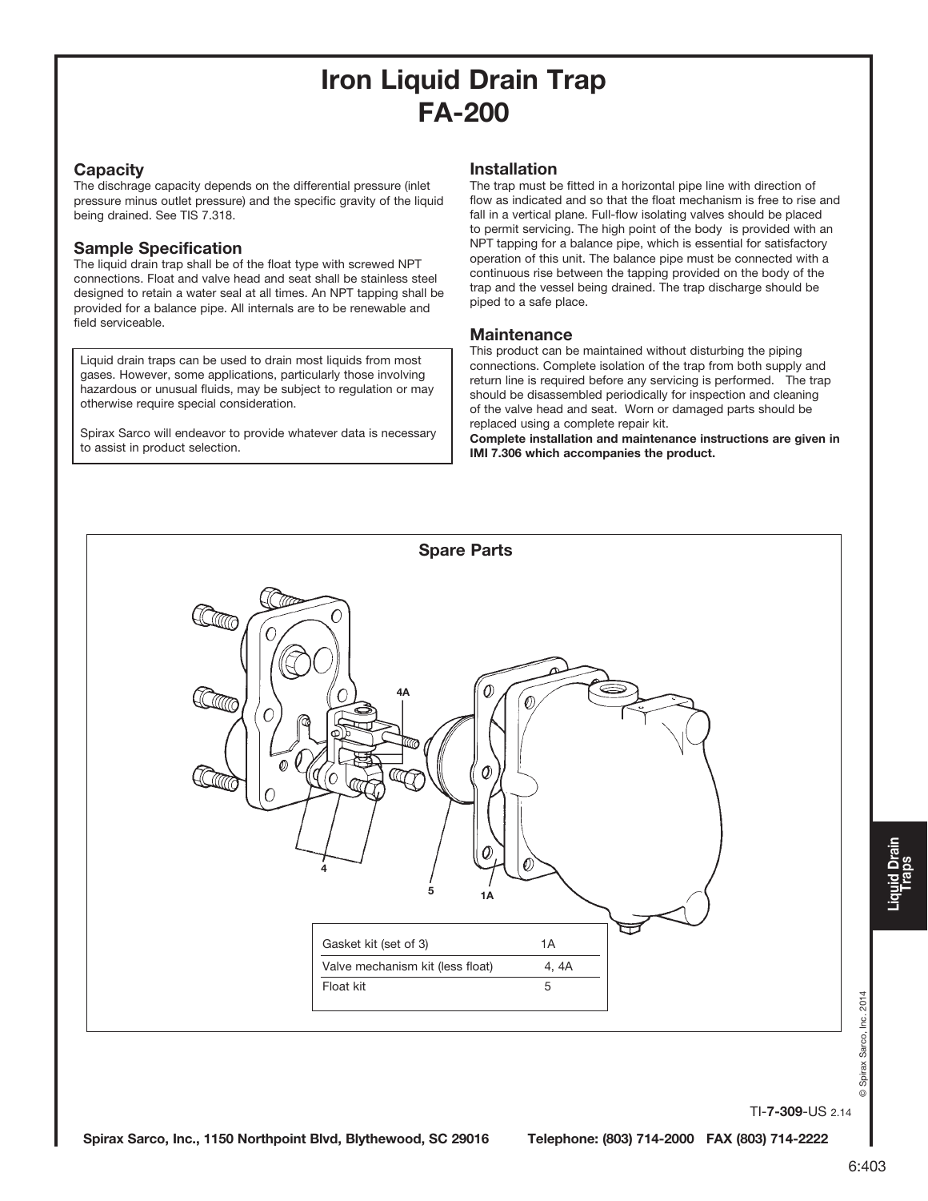# Iron Liquid Drain Trap FA-200

## Capacity

The dischrage capacity depends on the differential pressure (inlet pressure minus outlet pressure) and the specific gravity of the liquid being drained. See TIS 7.318.

## Sample Specification

The liquid drain trap shall be of the float type with screwed NPT connections. Float and valve head and seat shall be stainless steel designed to retain a water seal at all times. An NPT tapping shall be provided for a balance pipe. All internals are to be renewable and field serviceable.

Liquid drain traps can be used to drain most liquids from most gases. However, some applications, particularly those involving hazardous or unusual fluids, may be subject to regulation or may otherwise require special consideration.

Spirax Sarco will endeavor to provide whatever data is necessary to assist in product selection.

## Installation

The trap must be fitted in a horizontal pipe line with direction of flow as indicated and so that the float mechanism is free to rise and fall in a vertical plane. Full-flow isolating valves should be placed to permit servicing. The high point of the body is provided with an NPT tapping for a balance pipe, which is essential for satisfactory operation of this unit. The balance pipe must be connected with a continuous rise between the tapping provided on the body of the trap and the vessel being drained. The trap discharge should be piped to a safe place.

## Maintenance

This product can be maintained without disturbing the piping connections. Complete isolation of the trap from both supply and return line is required before any servicing is performed. The trap should be disassembled periodically for inspection and cleaning of the valve head and seat. Worn or damaged parts should be replaced using a complete repair kit.

**Complete installation and maintenance instructions are given in IMI 7.306 which accompanies the product.**

## Spare Parts

4A

4

5

1A

| | |
|---|---|
| Gasket kit (set of 3) | 1A |
| Valve mechanism kit (less float) | 4, 4A |
| Float kit | 5 |

TI-7-309-US 2.14

Spirax Sarco, Inc., 1150 Northpoint Blvd, Blythewood, SC 29016 Telephone: (803) 714-2000 FAX (803) 714-2222